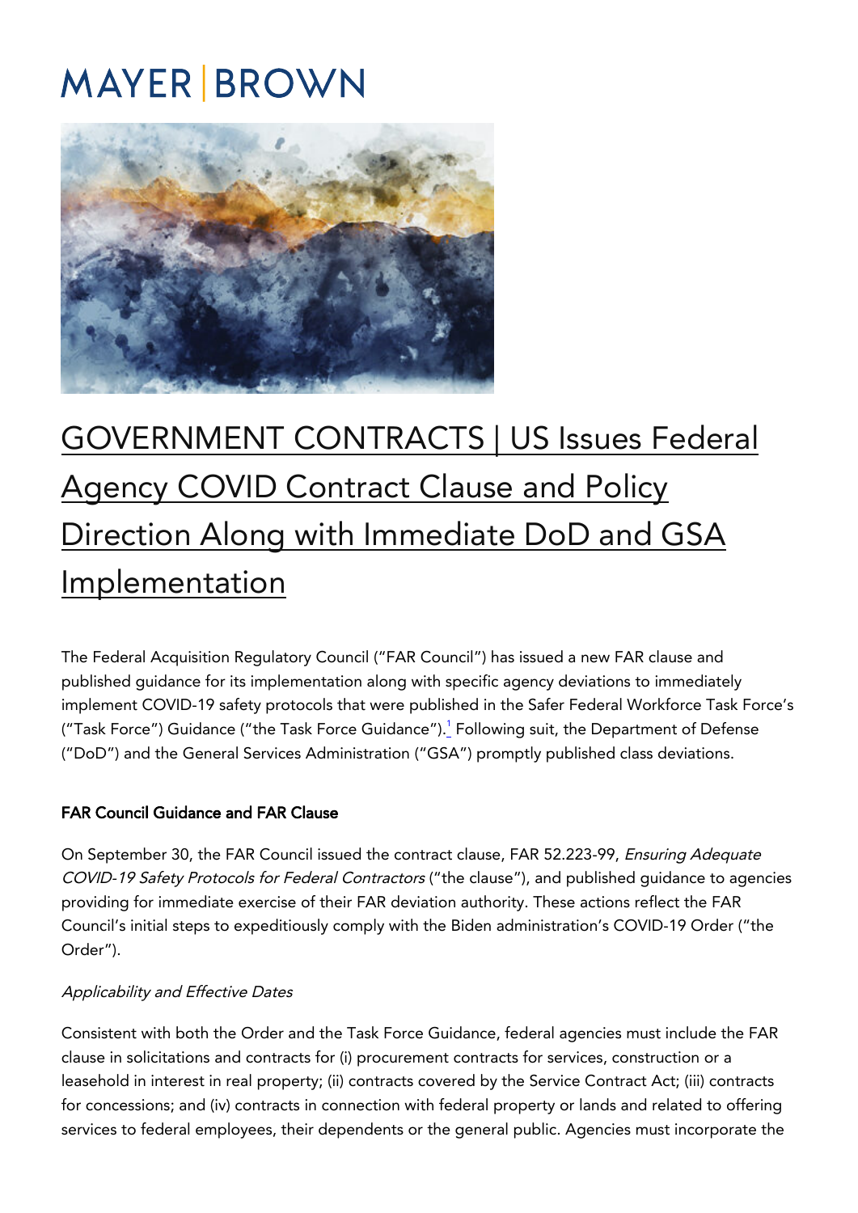MAYER | BROWN

# GOVERNMENT CONTRACTS | US Issues Federal Agency COVID Contract Clause and Policy Direction Along with Immediate DoD and GSA Implementation

The Federal Acquisition Regulatory Council ("FAR Council") has issued a new FAR clause and published guidance for its implementation along with specific agency deviations to immediately implement COVID-19 safety protocols that were published in the Safer Federal Workforce Task Force's ("Task Force") Guidance ("the Task Force Guidance").[1] Following suit, the Department of Defense ("DoD") and the General Services Administration ("GSA") promptly published class deviations.

## FAR Council Guidance and FAR Clause

On September 30, the FAR Council issued the contract clause, FAR 52.223-99, *Ensuring Adequate COVID-19 Safety Protocols for Federal Contractors* ("the clause"), and published guidance to agencies providing for immediate exercise of their FAR deviation authority. These actions reflect the FAR Council's initial steps to expeditiously comply with the Biden administration's COVID-19 Order ("the Order").

### *Applicability and Effective Dates*

Consistent with both the Order and the Task Force Guidance, federal agencies must include the FAR clause in solicitations and contracts for (i) procurement contracts for services, construction or a leasehold in interest in real property; (ii) contracts covered by the Service Contract Act; (iii) contracts for concessions; and (iv) contracts in connection with federal property or lands and related to offering services to federal employees, their dependents or the general public. Agencies must incorporate the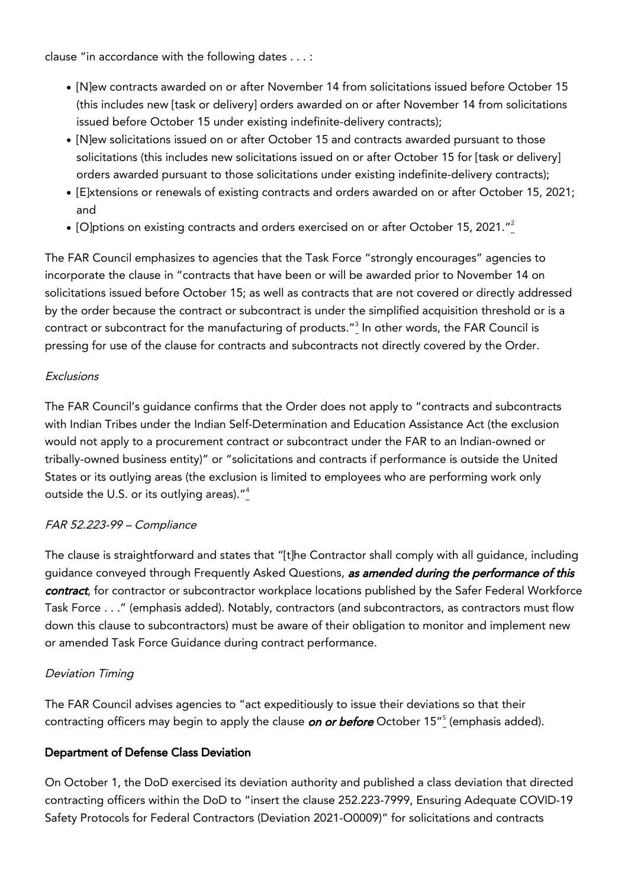clause "in accordance with the following dates . . . :

- [N]ew contracts awarded on or after November 14 from solicitations issued before October 15 (this includes new [task or delivery] orders awarded on or after November 14 from solicitations issued before October 15 under existing indefinite-delivery contracts);
- [N]ew solicitations issued on or after October 15 and contracts awarded pursuant to those solicitations (this includes new solicitations issued on or after October 15 for [task or delivery] orders awarded pursuant to those solicitations under existing indefinite-delivery contracts);
- [E]xtensions or renewals of existing contracts and orders awarded on or after October 15, 2021; and
- [O]ptions on existing contracts and orders exercised on or after October 15, 2021."[2]

The FAR Council emphasizes to agencies that the Task Force "strongly encourages" agencies to incorporate the clause in "contracts that have been or will be awarded prior to November 14 on solicitations issued before October 15; as well as contracts that are not covered or directly addressed by the order because the contract or subcontract is under the simplified acquisition threshold or is a contract or subcontract for the manufacturing of products."[3] In other words, the FAR Council is pressing for use of the clause for contracts and subcontracts not directly covered by the Order.

*Exclusions*

The FAR Council's guidance confirms that the Order does not apply to "contracts and subcontracts with Indian Tribes under the Indian Self-Determination and Education Assistance Act (the exclusion would not apply to a procurement contract or subcontract under the FAR to an Indian-owned or tribally-owned business entity)" or "solicitations and contracts if performance is outside the United States or its outlying areas (the exclusion is limited to employees who are performing work only outside the U.S. or its outlying areas)."[4]

*FAR 52.223-99 – Compliance*

The clause is straightforward and states that "[t]he Contractor shall comply with all guidance, including guidance conveyed through Frequently Asked Questions, ***as amended during the performance of this contract***, for contractor or subcontractor workplace locations published by the Safer Federal Workforce Task Force . . ." (emphasis added). Notably, contractors (and subcontractors, as contractors must flow down this clause to subcontractors) must be aware of their obligation to monitor and implement new or amended Task Force Guidance during contract performance.

*Deviation Timing*

The FAR Council advises agencies to "act expeditiously to issue their deviations so that their contracting officers may begin to apply the clause ***on or before*** October 15"[5] (emphasis added).

**Department of Defense Class Deviation**

On October 1, the DoD exercised its deviation authority and published a class deviation that directed contracting officers within the DoD to "insert the clause 252.223-7999, Ensuring Adequate COVID-19 Safety Protocols for Federal Contractors (Deviation 2021-O0009)" for solicitations and contracts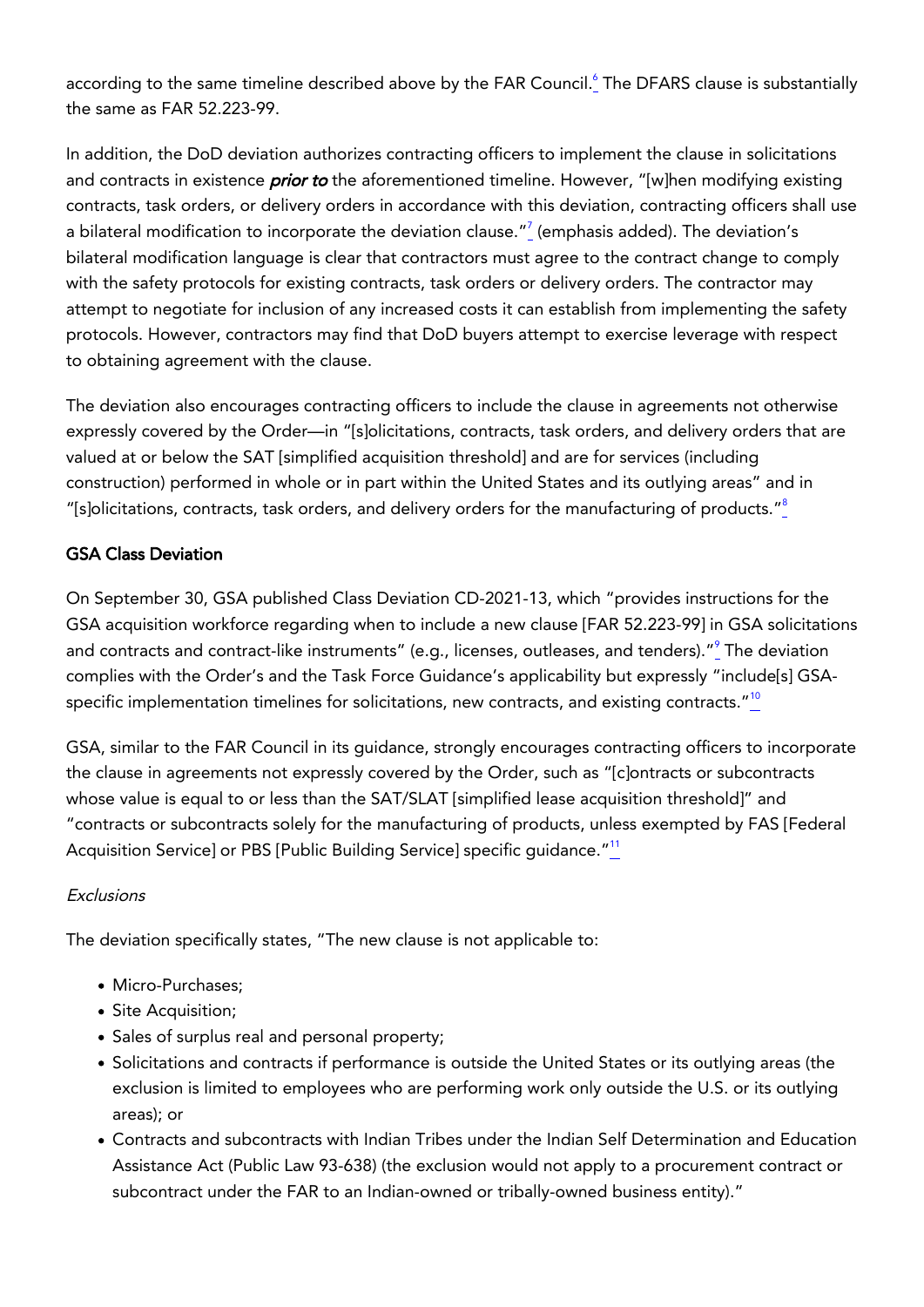according to the same timeline described above by the FAR Council.[6] The DFARS clause is substantially the same as FAR 52.223-99.

In addition, the DoD deviation authorizes contracting officers to implement the clause in solicitations and contracts in existence ***prior to*** the aforementioned timeline. However, "[w]hen modifying existing contracts, task orders, or delivery orders in accordance with this deviation, contracting officers shall use a bilateral modification to incorporate the deviation clause."[7] (emphasis added). The deviation's bilateral modification language is clear that contractors must agree to the contract change to comply with the safety protocols for existing contracts, task orders or delivery orders. The contractor may attempt to negotiate for inclusion of any increased costs it can establish from implementing the safety protocols. However, contractors may find that DoD buyers attempt to exercise leverage with respect to obtaining agreement with the clause.

The deviation also encourages contracting officers to include the clause in agreements not otherwise expressly covered by the Order—in "[s]olicitations, contracts, task orders, and delivery orders that are valued at or below the SAT [simplified acquisition threshold] and are for services (including construction) performed in whole or in part within the United States and its outlying areas" and in "[s]olicitations, contracts, task orders, and delivery orders for the manufacturing of products."[8]

## GSA Class Deviation

On September 30, GSA published Class Deviation CD-2021-13, which "provides instructions for the GSA acquisition workforce regarding when to include a new clause [FAR 52.223-99] in GSA solicitations and contracts and contract-like instruments" (e.g., licenses, outleases, and tenders)."[9] The deviation complies with the Order's and the Task Force Guidance's applicability but expressly "include[s] GSA-specific implementation timelines for solicitations, new contracts, and existing contracts."[10]

GSA, similar to the FAR Council in its guidance, strongly encourages contracting officers to incorporate the clause in agreements not expressly covered by the Order, such as "[c]ontracts or subcontracts whose value is equal to or less than the SAT/SLAT [simplified lease acquisition threshold]" and "contracts or subcontracts solely for the manufacturing of products, unless exempted by FAS [Federal Acquisition Service] or PBS [Public Building Service] specific guidance."[11]

### *Exclusions*

The deviation specifically states, "The new clause is not applicable to:

- Micro-Purchases;
- Site Acquisition;
- Sales of surplus real and personal property;
- Solicitations and contracts if performance is outside the United States or its outlying areas (the exclusion is limited to employees who are performing work only outside the U.S. or its outlying areas); or
- Contracts and subcontracts with Indian Tribes under the Indian Self Determination and Education Assistance Act (Public Law 93-638) (the exclusion would not apply to a procurement contract or subcontract under the FAR to an Indian-owned or tribally-owned business entity)."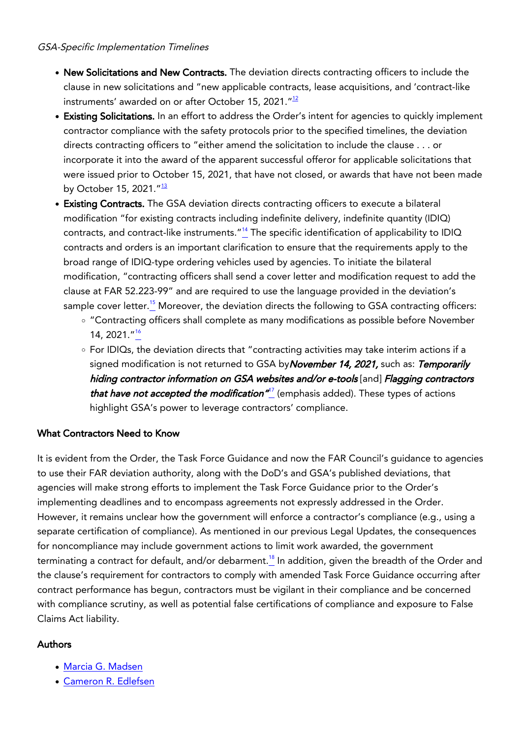*GSA-Specific Implementation Timelines*

- **New Solicitations and New Contracts.** The deviation directs contracting officers to include the clause in new solicitations and "new applicable contracts, lease acquisitions, and 'contract-like instruments' awarded on or after October 15, 2021."[12]
- **Existing Solicitations.** In an effort to address the Order's intent for agencies to quickly implement contractor compliance with the safety protocols prior to the specified timelines, the deviation directs contracting officers to "either amend the solicitation to include the clause . . . or incorporate it into the award of the apparent successful offeror for applicable solicitations that were issued prior to October 15, 2021, that have not closed, or awards that have not been made by October 15, 2021."[13]
- **Existing Contracts.** The GSA deviation directs contracting officers to execute a bilateral modification "for existing contracts including indefinite delivery, indefinite quantity (IDIQ) contracts, and contract-like instruments."[14] The specific identification of applicability to IDIQ contracts and orders is an important clarification to ensure that the requirements apply to the broad range of IDIQ-type ordering vehicles used by agencies. To initiate the bilateral modification, "contracting officers shall send a cover letter and modification request to add the clause at FAR 52.223-99" and are required to use the language provided in the deviation's sample cover letter.[15] Moreover, the deviation directs the following to GSA contracting officers:
  - "Contracting officers shall complete as many modifications as possible before November 14, 2021."[16]
  - For IDIQs, the deviation directs that "contracting activities may take interim actions if a signed modification is not returned to GSA by ***November 14, 2021,*** such as: ***Temporarily hiding contractor information on GSA websites and/or e-tools*** [and] ***Flagging contractors that have not accepted the modification"***[17] (emphasis added). These types of actions highlight GSA's power to leverage contractors' compliance.

**What Contractors Need to Know**

It is evident from the Order, the Task Force Guidance and now the FAR Council's guidance to agencies to use their FAR deviation authority, along with the DoD's and GSA's published deviations, that agencies will make strong efforts to implement the Task Force Guidance prior to the Order's implementing deadlines and to encompass agreements not expressly addressed in the Order. However, it remains unclear how the government will enforce a contractor's compliance (e.g., using a separate certification of compliance). As mentioned in our previous Legal Updates, the consequences for noncompliance may include government actions to limit work awarded, the government terminating a contract for default, and/or debarment.[18] In addition, given the breadth of the Order and the clause's requirement for contractors to comply with amended Task Force Guidance occurring after contract performance has begun, contractors must be vigilant in their compliance and be concerned with compliance scrutiny, as well as potential false certifications of compliance and exposure to False Claims Act liability.

**Authors**

- Marcia G. Madsen
- Cameron R. Edlefsen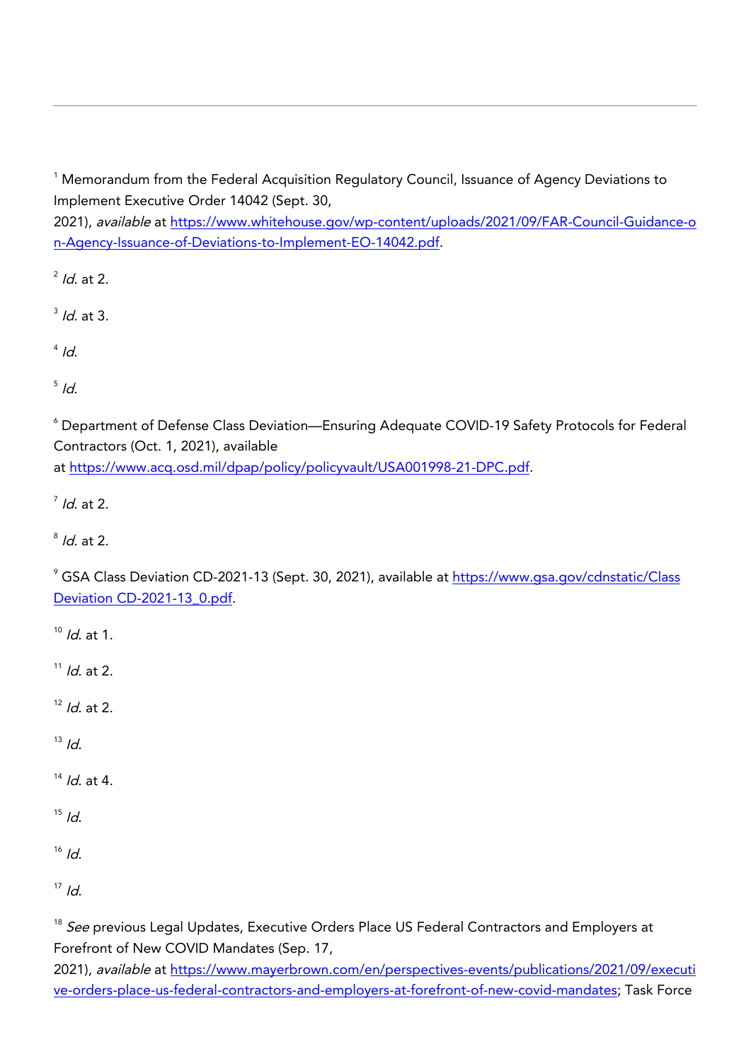---

[1] Memorandum from the Federal Acquisition Regulatory Council, Issuance of Agency Deviations to Implement Executive Order 14042 (Sept. 30, 2021), *available* at [https://www.whitehouse.gov/wp-content/uploads/2021/09/FAR-Council-Guidance-on-Agency-Issuance-of-Deviations-to-Implement-EO-14042.pdf](https://www.whitehouse.gov/wp-content/uploads/2021/09/FAR-Council-Guidance-on-Agency-Issuance-of-Deviations-to-Implement-EO-14042.pdf).

[2] *Id*. at 2.

[3] *Id*. at 3.

[4] *Id*.

[5] *Id*.

[6] Department of Defense Class Deviation—Ensuring Adequate COVID-19 Safety Protocols for Federal Contractors (Oct. 1, 2021), available at [https://www.acq.osd.mil/dpap/policy/policyvault/USA001998-21-DPC.pdf](https://www.acq.osd.mil/dpap/policy/policyvault/USA001998-21-DPC.pdf).

[7] *Id*. at 2.

[8] *Id*. at 2.

[9] GSA Class Deviation CD-2021-13 (Sept. 30, 2021), available at [https://www.gsa.gov/cdnstatic/Class Deviation CD-2021-13_0.pdf](https://www.gsa.gov/cdnstatic/Class Deviation CD-2021-13_0.pdf).

[10] *Id.* at 1.

[11] *Id*. at 2.

[12] *Id*. at 2.

[13] *Id*.

[14] *Id*. at 4.

[15] *Id*.

[16] *Id*.

[17] *Id*.

[18] *See* previous Legal Updates, Executive Orders Place US Federal Contractors and Employers at Forefront of New COVID Mandates (Sep. 17, 2021), *available* at [https://www.mayerbrown.com/en/perspectives-events/publications/2021/09/executive-orders-place-us-federal-contractors-and-employers-at-forefront-of-new-covid-mandates](https://www.mayerbrown.com/en/perspectives-events/publications/2021/09/executive-orders-place-us-federal-contractors-and-employers-at-forefront-of-new-covid-mandates); Task Force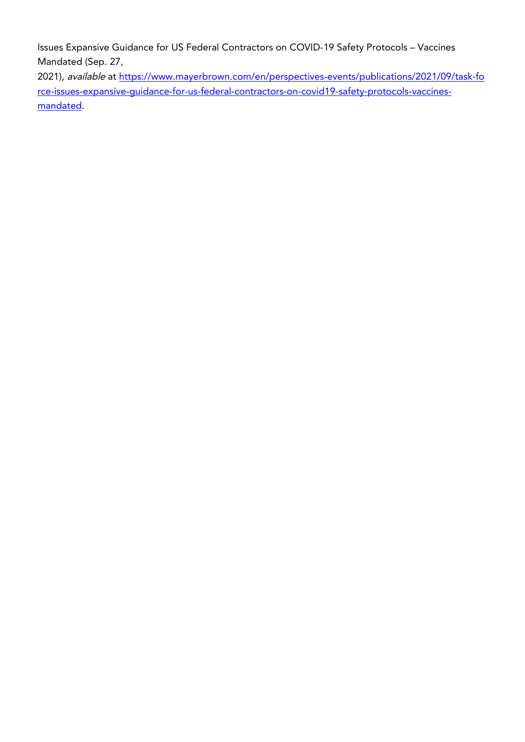Issues Expansive Guidance for US Federal Contractors on COVID-19 Safety Protocols – Vaccines Mandated (Sep. 27, 2021), *available* at [https://www.mayerbrown.com/en/perspectives-events/publications/2021/09/task-force-issues-expansive-guidance-for-us-federal-contractors-on-covid19-safety-protocols-vaccines-mandated](https://www.mayerbrown.com/en/perspectives-events/publications/2021/09/task-force-issues-expansive-guidance-for-us-federal-contractors-on-covid19-safety-protocols-vaccines-mandated).